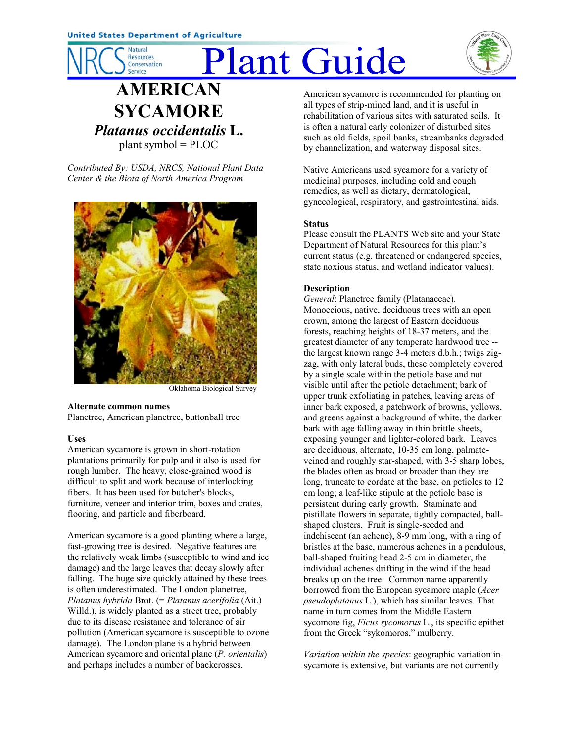United States Department of Agriculture

NRCS Natural Resources Conservation Service

# Plant Guide

## AMERICAN SYCAMORE

### *Platanus occidentalis* L.

plant symbol = PLOC

*Contributed By: USDA, NRCS, National Plant Data Center & the Biota of North America Program*

Oklahoma Biological Survey

**Alternate common names**

Planetree, American planetree, buttonball tree

**Uses**

American sycamore is grown in short-rotation plantations primarily for pulp and it also is used for rough lumber. The heavy, close-grained wood is difficult to split and work because of interlocking fibers. It has been used for butcher's blocks, furniture, veneer and interior trim, boxes and crates, flooring, and particle and fiberboard.

American sycamore is a good planting where a large, fast-growing tree is desired. Negative features are the relatively weak limbs (susceptible to wind and ice damage) and the large leaves that decay slowly after falling. The huge size quickly attained by these trees is often underestimated. The London planetree, *Platanus hybrida* Brot. (= *Platanus acerifolia* (Ait.) Willd.), is widely planted as a street tree, probably due to its disease resistance and tolerance of air pollution (American sycamore is susceptible to ozone damage). The London plane is a hybrid between American sycamore and oriental plane (*P. orientalis*) and perhaps includes a number of backcrosses.

American sycamore is recommended for planting on all types of strip-mined land, and it is useful in rehabilitation of various sites with saturated soils. It is often a natural early colonizer of disturbed sites such as old fields, spoil banks, streambanks degraded by channelization, and waterway disposal sites.

Native Americans used sycamore for a variety of medicinal purposes, including cold and cough remedies, as well as dietary, dermatological, gynecological, respiratory, and gastrointestinal aids.

**Status**

Please consult the PLANTS Web site and your State Department of Natural Resources for this plant's current status (e.g. threatened or endangered species, state noxious status, and wetland indicator values).

**Description**

*General*: Planetree family (Platanaceae). Monoecious, native, deciduous trees with an open crown, among the largest of Eastern deciduous forests, reaching heights of 18-37 meters, and the greatest diameter of any temperate hardwood tree -- the largest known range 3-4 meters d.b.h.; twigs zig-zag, with only lateral buds, these completely covered by a single scale within the petiole base and not visible until after the petiole detachment; bark of upper trunk exfoliating in patches, leaving areas of inner bark exposed, a patchwork of browns, yellows, and greens against a background of white, the darker bark with age falling away in thin brittle sheets, exposing younger and lighter-colored bark. Leaves are deciduous, alternate, 10-35 cm long, palmate-veined and roughly star-shaped, with 3-5 sharp lobes, the blades often as broad or broader than they are long, truncate to cordate at the base, on petioles to 12 cm long; a leaf-like stipule at the petiole base is persistent during early growth. Staminate and pistillate flowers in separate, tightly compacted, ball-shaped clusters. Fruit is single-seeded and indehiscent (an achene), 8-9 mm long, with a ring of bristles at the base, numerous achenes in a pendulous, ball-shaped fruiting head 2-5 cm in diameter, the individual achenes drifting in the wind if the head breaks up on the tree. Common name apparently borrowed from the European sycamore maple (*Acer pseudoplatanus* L.), which has similar leaves. That name in turn comes from the Middle Eastern sycomore fig, *Ficus sycomorus* L., its specific epithet from the Greek "sykomoros," mulberry.

*Variation within the species*: geographic variation in sycamore is extensive, but variants are not currently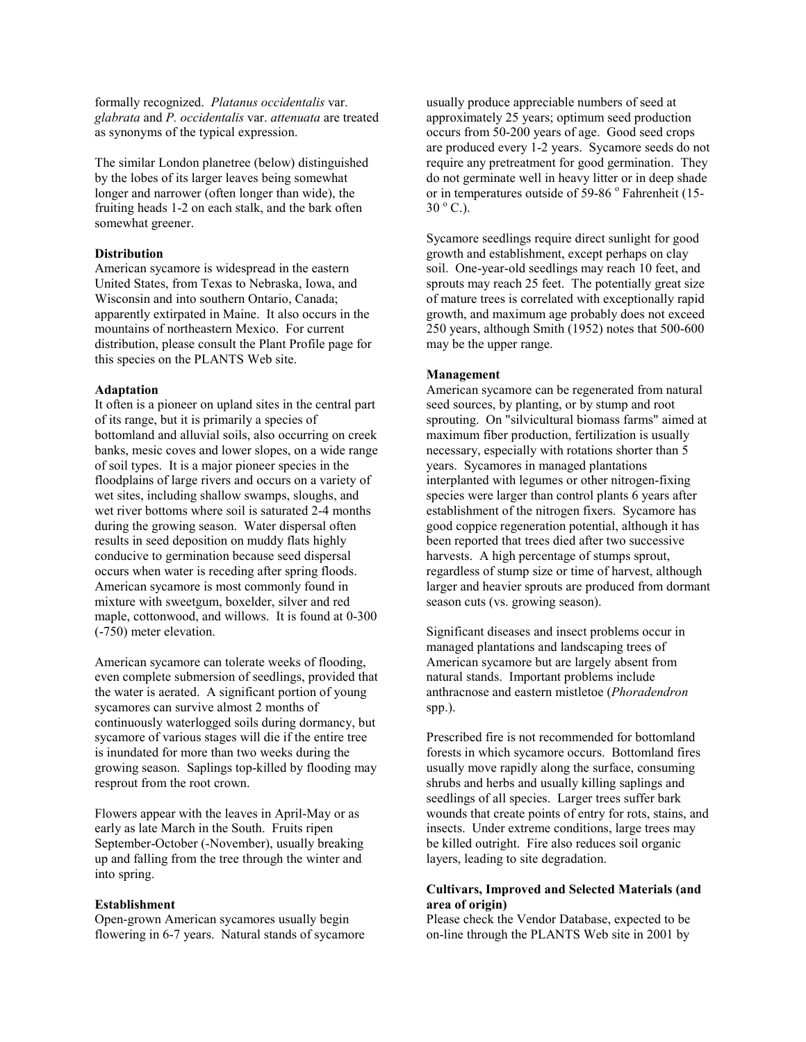formally recognized. *Platanus occidentalis* var. *glabrata* and *P. occidentalis* var. *attenuata* are treated as synonyms of the typical expression.

The similar London planetree (below) distinguished by the lobes of its larger leaves being somewhat longer and narrower (often longer than wide), the fruiting heads 1-2 on each stalk, and the bark often somewhat greener.

**Distribution**

American sycamore is widespread in the eastern United States, from Texas to Nebraska, Iowa, and Wisconsin and into southern Ontario, Canada; apparently extirpated in Maine. It also occurs in the mountains of northeastern Mexico. For current distribution, please consult the Plant Profile page for this species on the PLANTS Web site.

**Adaptation**

It often is a pioneer on upland sites in the central part of its range, but it is primarily a species of bottomland and alluvial soils, also occurring on creek banks, mesic coves and lower slopes, on a wide range of soil types. It is a major pioneer species in the floodplains of large rivers and occurs on a variety of wet sites, including shallow swamps, sloughs, and wet river bottoms where soil is saturated 2-4 months during the growing season. Water dispersal often results in seed deposition on muddy flats highly conducive to germination because seed dispersal occurs when water is receding after spring floods. American sycamore is most commonly found in mixture with sweetgum, boxelder, silver and red maple, cottonwood, and willows. It is found at 0-300 (-750) meter elevation.

American sycamore can tolerate weeks of flooding, even complete submersion of seedlings, provided that the water is aerated. A significant portion of young sycamores can survive almost 2 months of continuously waterlogged soils during dormancy, but sycamore of various stages will die if the entire tree is inundated for more than two weeks during the growing season. Saplings top-killed by flooding may resprout from the root crown.

Flowers appear with the leaves in April-May or as early as late March in the South. Fruits ripen September-October (-November), usually breaking up and falling from the tree through the winter and into spring.

**Establishment**

Open-grown American sycamores usually begin flowering in 6-7 years. Natural stands of sycamore usually produce appreciable numbers of seed at approximately 25 years; optimum seed production occurs from 50-200 years of age. Good seed crops are produced every 1-2 years. Sycamore seeds do not require any pretreatment for good germination. They do not germinate well in heavy litter or in deep shade or in temperatures outside of 59-86 $^{o}$ Fahrenheit (15-30 $^{o}$ C.).

Sycamore seedlings require direct sunlight for good growth and establishment, except perhaps on clay soil. One-year-old seedlings may reach 10 feet, and sprouts may reach 25 feet. The potentially great size of mature trees is correlated with exceptionally rapid growth, and maximum age probably does not exceed 250 years, although Smith (1952) notes that 500-600 may be the upper range.

**Management**

American sycamore can be regenerated from natural seed sources, by planting, or by stump and root sprouting. On "silvicultural biomass farms" aimed at maximum fiber production, fertilization is usually necessary, especially with rotations shorter than 5 years. Sycamores in managed plantations interplanted with legumes or other nitrogen-fixing species were larger than control plants 6 years after establishment of the nitrogen fixers. Sycamore has good coppice regeneration potential, although it has been reported that trees died after two successive harvests. A high percentage of stumps sprout, regardless of stump size or time of harvest, although larger and heavier sprouts are produced from dormant season cuts (vs. growing season).

Significant diseases and insect problems occur in managed plantations and landscaping trees of American sycamore but are largely absent from natural stands. Important problems include anthracnose and eastern mistletoe (*Phoradendron* spp.).

Prescribed fire is not recommended for bottomland forests in which sycamore occurs. Bottomland fires usually move rapidly along the surface, consuming shrubs and herbs and usually killing saplings and seedlings of all species. Larger trees suffer bark wounds that create points of entry for rots, stains, and insects. Under extreme conditions, large trees may be killed outright. Fire also reduces soil organic layers, leading to site degradation.

**Cultivars, Improved and Selected Materials (and area of origin)**

Please check the Vendor Database, expected to be on-line through the PLANTS Web site in 2001 by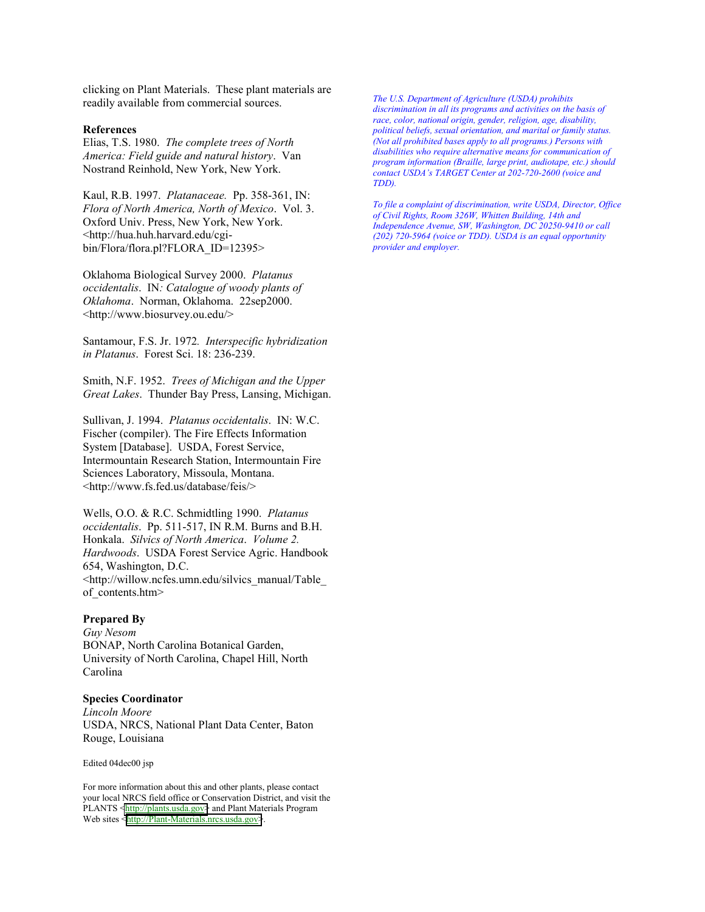clicking on Plant Materials. These plant materials are readily available from commercial sources.

**References**

Elias, T.S. 1980. *The complete trees of North America: Field guide and natural history*. Van Nostrand Reinhold, New York, New York.

Kaul, R.B. 1997. *Platanaceae.* Pp. 358-361, IN: *Flora of North America, North of Mexico*. Vol. 3. Oxford Univ. Press, New York, New York. <http://hua.huh.harvard.edu/cgi-bin/Flora/flora.pl?FLORA_ID=12395>

Oklahoma Biological Survey 2000. *Platanus occidentalis*. IN*: Catalogue of woody plants of Oklahoma*. Norman, Oklahoma. 22sep2000. <http://www.biosurvey.ou.edu/>

Santamour, F.S. Jr. 1972*. Interspecific hybridization in Platanus*. Forest Sci. 18: 236-239.

Smith, N.F. 1952. *Trees of Michigan and the Upper Great Lakes*. Thunder Bay Press, Lansing, Michigan.

Sullivan, J. 1994. *Platanus occidentalis*. IN: W.C. Fischer (compiler). The Fire Effects Information System [Database]. USDA, Forest Service, Intermountain Research Station, Intermountain Fire Sciences Laboratory, Missoula, Montana. <http://www.fs.fed.us/database/feis/>

Wells, O.O. & R.C. Schmidtling 1990. *Platanus occidentalis*. Pp. 511-517, IN R.M. Burns and B.H. Honkala. *Silvics of North America*. *Volume 2. Hardwoods*. USDA Forest Service Agric. Handbook 654, Washington, D.C. <http://willow.ncfes.umn.edu/silvics_manual/Table_of_contents.htm>

**Prepared By**

*Guy Nesom*
BONAP, North Carolina Botanical Garden, University of North Carolina, Chapel Hill, North Carolina

**Species Coordinator**

*Lincoln Moore*
USDA, NRCS, National Plant Data Center, Baton Rouge, Louisiana

Edited 04dec00 jsp

For more information about this and other plants, please contact your local NRCS field office or Conservation District, and visit the PLANTS <http://plants.usda.gov> and Plant Materials Program Web sites <http://Plant-Materials.nrcs.usda.gov>.

*The U.S. Department of Agriculture (USDA) prohibits discrimination in all its programs and activities on the basis of race, color, national origin, gender, religion, age, disability, political beliefs, sexual orientation, and marital or family status. (Not all prohibited bases apply to all programs.) Persons with disabilities who require alternative means for communication of program information (Braille, large print, audiotape, etc.) should contact USDA's TARGET Center at 202-720-2600 (voice and TDD).*

*To file a complaint of discrimination, write USDA, Director, Office of Civil Rights, Room 326W, Whitten Building, 14th and Independence Avenue, SW, Washington, DC 20250-9410 or call (202) 720-5964 (voice or TDD). USDA is an equal opportunity provider and employer.*